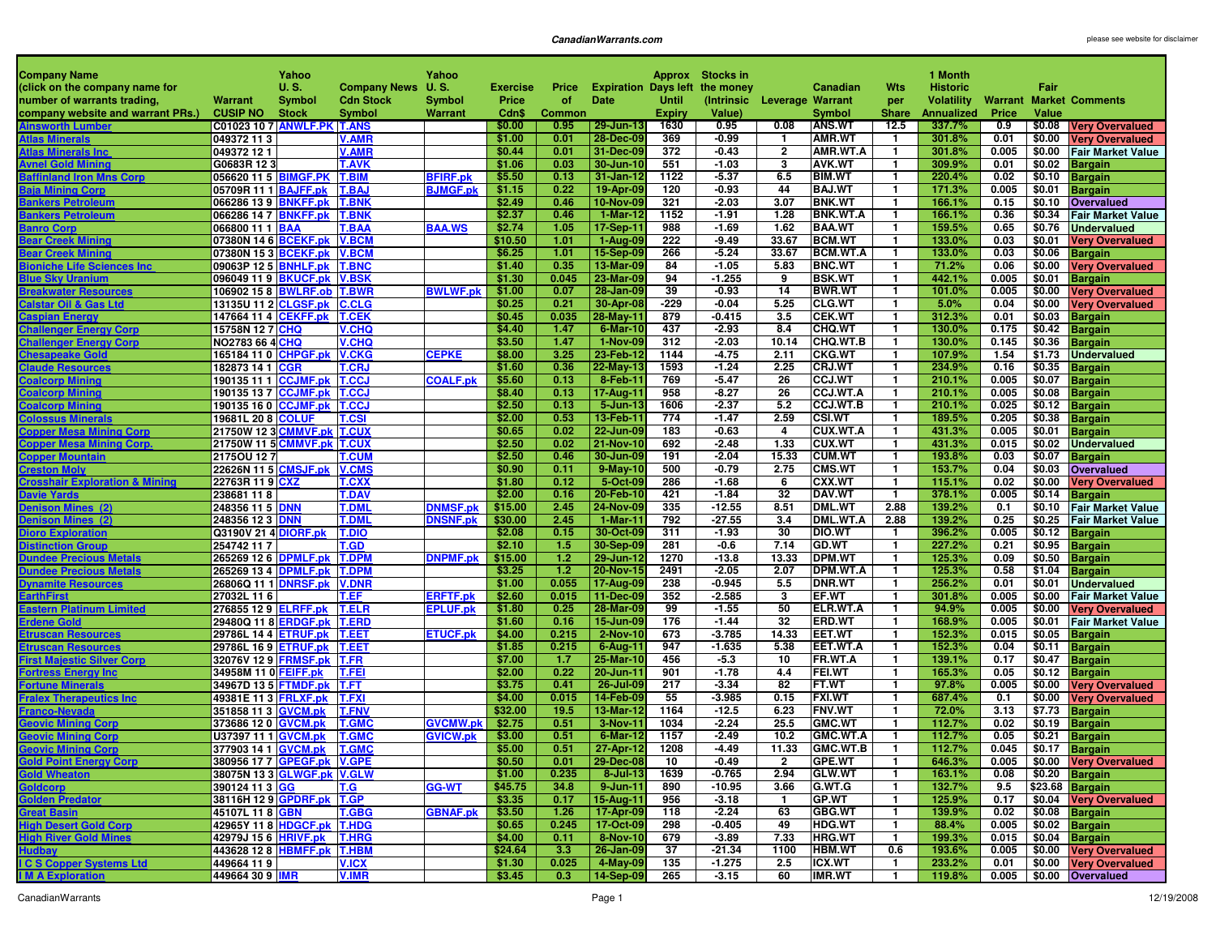**CanadianWarrants.com**

please see website for disclaimer

| Company Name (click on the company name for number of warrants trading, company website and warrant PRs.) | Warrant CUSIP NO | Yahoo U. S. Symbol Stock | Company News Cdn Stock Symbol | Yahoo U. S. Symbol Warrant | Exercise Price Cdn$ | Price of Common | Expiration Date | Approx Days left Until Expiry | Stocks in the money (Intrinsic Value) | Leverage | Canadian Warrant Symbol | Wts per Share | 1 Month Historic Volatility Annualized | Warrant Price | Fair Market Value | Comments |
|---|---|---|---|---|---|---|---|---|---|---|---|---|---|---|---|---|
| Ainsworth Lumber | C01023 10 7 | ANWLF.PK | T.ANS | | $0.00 | 0.95 | 29-Jun-13 | 1630 | 0.95 | 0.08 | ANS.WT | 12.5 | 337.7% | 0.9 | $0.08 | Very Overvalued |
| Atlas Minerals | 049372 11 3 | | V.AMR | | $1.00 | 0.01 | 28-Dec-09 | 369 | -0.99 | 1 | AMR.WT | 1 | 301.8% | 0.01 | $0.00 | Very Overvalued |
| Atlas Minerals Inc | 049372 12 1 | | V.AMR | | $0.44 | 0.01 | 31-Dec-09 | 372 | -0.43 | 2 | AMR.WT.A | 1 | 301.8% | 0.005 | $0.00 | Fair Market Value |
| Avnel Gold Mining | G0683R 12 3 | | T.AVK | | $1.06 | 0.03 | 30-Jun-10 | 551 | -1.03 | 3 | AVK.WT | 1 | 309.9% | 0.01 | $0.02 | Bargain |
| Baffinland Iron Mns Corp | 056620 11 5 | BIMGF.PK | T.BIM | BFIRF.pk | $5.50 | 0.13 | 31-Jan-12 | 1122 | -5.37 | 6.5 | BIM.WT | 1 | 220.4% | 0.02 | $0.10 | Bargain |
| Baja Mining Corp | 05709R 11 1 | BAJFF.pk | T.BAJ | BJMGF.pk | $1.15 | 0.22 | 19-Apr-09 | 120 | -0.93 | 44 | BAJ.WT | 1 | 171.3% | 0.005 | $0.01 | Bargain |
| Bankers Petroleum | 066286 13 9 | BNKFF.pk | T.BNK | | $2.49 | 0.46 | 10-Nov-09 | 321 | -2.03 | 3.07 | BNK.WT | 1 | 166.1% | 0.15 | $0.10 | Overvalued |
| Bankers Petroleum | 066286 14 7 | BNKFF.pk | T.BNK | | $2.37 | 0.46 | 1-Mar-12 | 1152 | -1.91 | 1.28 | BNK.WT.A | 1 | 166.1% | 0.36 | $0.34 | Fair Market Value |
| Banro Corp | 066800 11 1 | BAA | T.BAA | BAA.WS | $2.74 | 1.05 | 17-Sep-11 | 988 | -1.69 | 1.62 | BAA.WT | 1 | 159.5% | 0.65 | $0.76 | Undervalued |
| Bear Creek Mining | 07380N 14 6 | BCEKF.pk | V.BCM | | $10.50 | 1.01 | 1-Aug-09 | 222 | -9.49 | 33.67 | BCM.WT | 1 | 133.0% | 0.03 | $0.01 | Very Overvalued |
| Bear Creek Mining | 07380N 15 3 | BCEKF.pk | V.BCM | | $6.25 | 1.01 | 15-Sep-09 | 266 | -5.24 | 33.67 | BCM.WT.A | 1 | 133.0% | 0.03 | $0.06 | Bargain |
| Bioniche Life Sciences Inc | 09063P 12 5 | BNHLF.pk | T.BNC | | $1.40 | 0.35 | 13-Mar-09 | 84 | -1.05 | 5.83 | BNC.WT | 1 | 71.2% | 0.06 | $0.00 | Very Overvalued |
| Blue Sky Uranium | 096049 11 9 | BKUCF.pk | V.BSK | | $1.30 | 0.045 | 23-Mar-09 | 94 | -1.255 | 9 | BSK.WT | 1 | 442.1% | 0.005 | $0.01 | Bargain |
| Breakwater Resources | 106902 15 8 | BWLRF.ob | T.BWR | BWLWF.pk | $1.00 | 0.07 | 28-Jan-09 | 39 | -0.93 | 14 | BWR.WT | 1 | 101.0% | 0.005 | $0.00 | Very Overvalued |
| Calstar Oil & Gas Ltd | 13135U 11 2 | CLGSF.pk | C.CLG | | $0.25 | 0.21 | 30-Apr-08 | -229 | -0.04 | 5.25 | CLG.WT | 1 | 5.0% | 0.04 | $0.00 | Very Overvalued |
| Caspian Energy | 147664 11 4 | CEKFF.pk | T.CEK | | $0.45 | 0.035 | 28-May-11 | 879 | -0.415 | 3.5 | CEK.WT | 1 | 312.3% | 0.01 | $0.03 | Bargain |
| Challenger Energy Corp | 15758N 12 7 | CHQ | V.CHQ | | $4.40 | 1.47 | 6-Mar-10 | 437 | -2.93 | 8.4 | CHQ.WT | 1 | 130.0% | 0.175 | $0.42 | Bargain |
| Challenger Energy Corp | NO2783 66 4 | CHQ | V.CHQ | | $3.50 | 1.47 | 1-Nov-09 | 312 | -2.03 | 10.14 | CHQ.WT.B | 1 | 130.0% | 0.145 | $0.36 | Bargain |
| Chesapeake Gold | 165184 11 0 | CHPGF.pk | V.CKG | CEPKE | $8.00 | 3.25 | 23-Feb-12 | 1144 | -4.75 | 2.11 | CKG.WT | 1 | 107.9% | 1.54 | $1.73 | Undervalued |
| Claude Resources | 182873 14 1 | CGR | T.CRJ | | $1.60 | 0.36 | 22-May-13 | 1593 | -1.24 | 2.25 | CRJ.WT | 1 | 234.9% | 0.16 | $0.35 | Bargain |
| Coalcorp Mining | 190135 11 1 | CCJMF.pk | T.CCJ | COALF.pk | $5.60 | 0.13 | 8-Feb-11 | 769 | -5.47 | 26 | CCJ.WT | 1 | 210.1% | 0.005 | $0.07 | Bargain |
| Coalcorp Mining | 190135 13 7 | CCJMF.pk | T.CCJ | | $8.40 | 0.13 | 17-Aug-11 | 958 | -8.27 | 26 | CCJ.WT.A | 1 | 210.1% | 0.005 | $0.08 | Bargain |
| Coalcorp Mining | 190135 16 0 | CCJMF.pk | T.CCJ | | $2.50 | 0.13 | 5-Jun-13 | 1606 | -2.37 | 5.2 | CCJ.WT.B | 1 | 210.1% | 0.025 | $0.12 | Bargain |
| Colossus Minerals | 19681L 20 8 | COLUF | T.CSI | | $2.00 | 0.53 | 13-Feb-11 | 774 | -1.47 | 2.59 | CSI.WT | 1 | 189.5% | 0.205 | $0.38 | Bargain |
| Copper Mesa Mining Corp | 21750W 12 3 | CMMVF.pk | T.CUX | | $0.65 | 0.02 | 22-Jun-09 | 183 | -0.63 | 4 | CUX.WT.A | 1 | 431.3% | 0.005 | $0.01 | Bargain |
| Copper Mesa Mining Corp. | 21750W 11 5 | CMMVF.pk | T.CUX | | $2.50 | 0.02 | 21-Nov-10 | 692 | -2.48 | 1.33 | CUX.WT | 1 | 431.3% | 0.015 | $0.02 | Undervalued |
| Copper Mountain | 2175OU 12 7 | | T.CUM | | $2.50 | 0.46 | 30-Jun-09 | 191 | -2.04 | 15.33 | CUM.WT | 1 | 193.8% | 0.03 | $0.07 | Bargain |
| Creston Moly | 22626N 11 5 | CMSJF.pk | V.CMS | | $0.90 | 0.11 | 9-May-10 | 500 | -0.79 | 2.75 | CMS.WT | 1 | 153.7% | 0.04 | $0.03 | Overvalued |
| Crosshair Exploration & Mining | 22763R 11 9 | CXZ | T.CXX | | $1.80 | 0.12 | 5-Oct-09 | 286 | -1.68 | 6 | CXX.WT | 1 | 115.1% | 0.02 | $0.00 | Very Overvalued |
| Davie Yards | 238681 11 8 | | T.DAV | | $2.00 | 0.16 | 20-Feb-10 | 421 | -1.84 | 32 | DAV.WT | 1 | 378.1% | 0.005 | $0.14 | Bargain |
| Denison Mines (2) | 248356 11 5 | DNN | T.DML | DNMSF.pk | $15.00 | 2.45 | 24-Nov-09 | 335 | -12.55 | 8.51 | DML.WT | 2.88 | 139.2% | 0.1 | $0.10 | Fair Market Value |
| Denison Mines (2) | 248356 12 3 | DNN | T.DML | DNSNF.pk | $30.00 | 2.45 | 1-Mar-11 | 792 | -27.55 | 3.4 | DML.WT.A | 2.88 | 139.2% | 0.25 | $0.25 | Fair Market Value |
| Dioro Exploration | Q3190V 21 4 | DIORF.pk | T.DIO | | $2.08 | 0.15 | 30-Oct-09 | 311 | -1.93 | 30 | DIO.WT | 1 | 396.2% | 0.005 | $0.12 | Bargain |
| Distinction Group | 254742 11 7 | | T.GD | | $2.10 | 1.5 | 30-Sep-09 | 281 | -0.6 | 7.14 | GD.WT | 1 | 227.2% | 0.21 | $0.95 | Bargain |
| Dundee Precious Metals | 265269 12 6 | DPMLF.pk | T.DPM | DNPMF.pk | $15.00 | 1.2 | 29-Jun-12 | 1270 | -13.8 | 13.33 | DPM.WT | 1 | 125.3% | 0.09 | $0.50 | Bargain |
| Dundee Precious Metals | 265269 13 4 | DPMLF.pk | T.DPM | | $3.25 | 1.2 | 20-Nov-15 | 2491 | -2.05 | 2.07 | DPM.WT.A | 1 | 125.3% | 0.58 | $1.04 | Bargain |
| Dynamite Resources | 26806Q 11 1 | DNRSF.pk | V.DNR | | $1.00 | 0.055 | 17-Aug-09 | 238 | -0.945 | 5.5 | DNR.WT | 1 | 256.2% | 0.01 | $0.01 | Undervalued |
| EarthFirst | 27032L 11 6 | | T.EF | ERFTF.pk | $2.60 | 0.015 | 11-Dec-09 | 352 | -2.585 | 3 | EF.WT | 1 | 301.8% | 0.005 | $0.00 | Fair Market Value |
| Eastern Platinum Limited | 276855 12 9 | ELRFF.pk | T.ELR | EPLUF.pk | $1.80 | 0.25 | 28-Mar-09 | 99 | -1.55 | 50 | ELR.WT.A | 1 | 94.9% | 0.005 | $0.00 | Very Overvalued |
| Erdene Gold | 29480Q 11 8 | ERDGF.pk | T.ERD | | $1.60 | 0.16 | 15-Jun-09 | 176 | -1.44 | 32 | ERD.WT | 1 | 168.9% | 0.005 | $0.01 | Fair Market Value |
| Etruscan Resources | 29786L 14 4 | ETRUF.pk | T.EET | ETUCF.pk | $4.00 | 0.215 | 2-Nov-10 | 673 | -3.785 | 14.33 | EET.WT | 1 | 152.3% | 0.015 | $0.05 | Bargain |
| Etruscan Resources | 29786L 16 9 | ETRUF.pk | T.EET | | $1.85 | 0.215 | 6-Aug-11 | 947 | -1.635 | 5.38 | EET.WT.A | 1 | 152.3% | 0.04 | $0.11 | Bargain |
| First Majestic Silver Corp | 32076V 12 9 | FRMSF.pk | T.FR | | $7.00 | 1.7 | 25-Mar-10 | 456 | -5.3 | 10 | FR.WT.A | 1 | 139.1% | 0.17 | $0.47 | Bargain |
| Fortress Energy Inc | 34958M 11 0 | FEIFF.pk | T.FEI | | $2.00 | 0.22 | 20-Jun-11 | 901 | -1.78 | 4.4 | FEI.WT | 1 | 165.3% | 0.05 | $0.12 | Bargain |
| Fortune Minerals | 34967D 13 5 | FTMDF.pk | T.FT | | $3.75 | 0.41 | 26-Jul-09 | 217 | -3.34 | 82 | FT.WT | 1 | 97.8% | 0.005 | $0.00 | Very Overvalued |
| Fralex Therapeutics Inc | 49381E 11 3 | FRLXF.pk | T.FXI | | $4.00 | 0.015 | 14-Feb-09 | 55 | -3.985 | 0.15 | FXI.WT | 1 | 687.4% | 0.1 | $0.00 | Very Overvalued |
| Franco-Nevada | 351858 11 3 | GVCM.pk | T.FNV | | $32.00 | 19.5 | 13-Mar-12 | 1164 | -12.5 | 6.23 | FNV.WT | 1 | 72.0% | 3.13 | $7.73 | Bargain |
| Geovic Mining Corp | 373686 12 0 | GVCM.pk | T.GMC | GVCMW.pk | $2.75 | 0.51 | 3-Nov-11 | 1034 | -2.24 | 25.5 | GMC.WT | 1 | 112.7% | 0.02 | $0.19 | Bargain |
| Geovic Mining Corp | U37397 11 1 | GVCM.pk | T.GMC | GVICW.pk | $3.00 | 0.51 | 6-Mar-12 | 1157 | -2.49 | 10.2 | GMC.WT.A | 1 | 112.7% | 0.05 | $0.21 | Bargain |
| Geovic Mining Corp | 377903 14 1 | GVCM.pk | T.GMC | | $5.00 | 0.51 | 27-Apr-12 | 1208 | -4.49 | 11.33 | GMC.WT.B | 1 | 112.7% | 0.045 | $0.17 | Bargain |
| Gold Point Energy Corp | 380956 17 7 | GPEGF.pk | V.GPE | | $0.50 | 0.01 | 29-Dec-08 | 10 | -0.49 | 2 | GPE.WT | 1 | 646.3% | 0.005 | $0.00 | Very Overvalued |
| Gold Wheaton | 38075N 13 3 | GLWGF.pk | V.GLW | | $1.00 | 0.235 | 8-Jul-13 | 1639 | -0.765 | 2.94 | GLW.WT | 1 | 163.1% | 0.08 | $0.20 | Bargain |
| Goldcorp | 390124 11 3 | GG | T.G | GG-WT | $45.75 | 34.8 | 9-Jun-11 | 890 | -10.95 | 3.66 | G.WT.G | 1 | 132.7% | 9.5 | $23.68 | Bargain |
| Golden Predator | 38116H 12 9 | GPDRF.pk | T.GP | | $3.35 | 0.17 | 15-Aug-11 | 956 | -3.18 | 1 | GP.WT | 1 | 125.9% | 0.17 | $0.04 | Very Overvalued |
| Great Basin | 45107L 11 8 | GBN | T.GBG | GBNAF.pk | $3.50 | 1.26 | 17-Apr-09 | 118 | -2.24 | 63 | GBG.WT | 1 | 139.9% | 0.02 | $0.08 | Bargain |
| High Desert Gold Corp | 42965Y 11 8 | HDGCF.pk | T.HDG | | $0.65 | 0.245 | 17-Oct-09 | 298 | -0.405 | 49 | HDG.WT | 1 | 88.4% | 0.005 | $0.02 | Bargain |
| High River Gold Mines | 42979J 15 6 | HRIVF.pk | T.HRG | | $4.00 | 0.11 | 8-Nov-10 | 679 | -3.89 | 7.33 | HRG.WT | 1 | 199.3% | 0.015 | $0.04 | Bargain |
| Hudbay | 443628 12 8 | HBMFF.pk | T.HBM | | $24.64 | 3.3 | 26-Jan-09 | 37 | -21.34 | 1100 | HBM.WT | 0.6 | 193.6% | 0.005 | $0.00 | Very Overvalued |
| I C S Copper Systems Ltd | 449664 11 9 | | V.ICX | | $1.30 | 0.025 | 4-May-09 | 135 | -1.275 | 2.5 | ICX.WT | 1 | 233.2% | 0.01 | $0.00 | Very Overvalued |
| I M A Exploration | 449664 30 9 | IMR | V.IMR | | $3.45 | 0.3 | 14-Sep-09 | 265 | -3.15 | 60 | IMR.WT | 1 | 119.8% | 0.005 | $0.00 | Overvalued |

CanadianWarrants

12/19/2008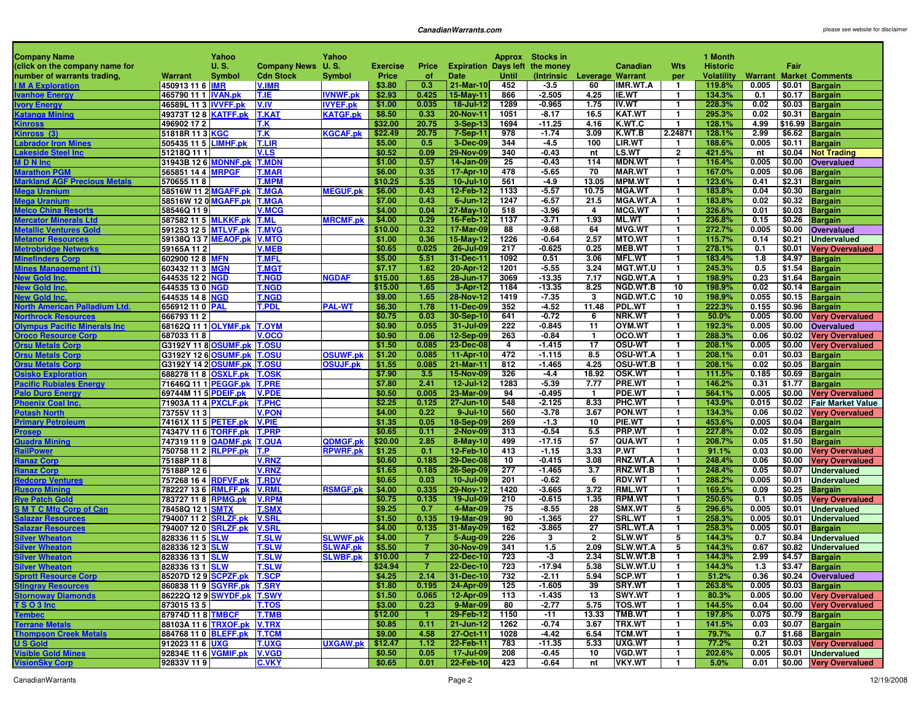| Company Name (click on the company name for number of warrants trading, | Warrant | Yahoo U. S. Symbol | Company News Cdn Stock | Yahoo U. S. Symbol | Exercise Price | Price of | Expiration Date | Approx Days left Until | Stocks in the money (Intrinsic | Leverage | Canadian Warrant | Wts per | 1 Month Historic Volatility | Warrant | Fair Market | Comments |
|---|---|---|---|---|---|---|---|---|---|---|---|---|---|---|---|---|
| I M A Exploration | 450913 11 6 | IMR | V.IMR | | $3.80 | 0.3 | 21-Mar-10 | 452 | -3.5 | 60 | IMR.WT.A | 1 | 119.8% | 0.005 | $0.01 | Bargain |
| Ivanhoe Energy | 465790 11 1 | IVAN.pk | T.IE | IVNWF.pk | $2.93 | 0.425 | 15-May-11 | 866 | -2.505 | 4.25 | IE.WT | 1 | 134.3% | 0.1 | $0.17 | Bargain |
| Ivory Energy | 46589L 11 3 | IVVFF.pk | V.IV | IVYEF.pk | $1.00 | 0.035 | 18-Jul-12 | 1289 | -0.965 | 1.75 | IV.WT | 1 | 228.3% | 0.02 | $0.03 | Bargain |
| Katanga Mining | 49373T 12 8 | KATFF.pk | T.KAT | KATGF.pk | $8.50 | 0.33 | 20-Nov-11 | 1051 | -8.17 | 16.5 | KAT.WT | 1 | 295.3% | 0.02 | $0.31 | Bargain |
| Kinross | 496902 17 2 | | T.K | | $32.00 | 20.75 | 3-Sep-13 | 1694 | -11.25 | 4.16 | K.WT.C | 1 | 128.1% | 4.99 | $16.99 | Bargain |
| Kinross (3) | 51818R 11 3 | KGC | T.K | KGCAF.pk | $22.49 | 20.75 | 7-Sep-11 | 978 | -1.74 | 3.09 | K.WT.B | 2.24871 | 128.1% | 2.99 | $6.62 | Bargain |
| Labrador Iron Mines | 505435 11 5 | LIMHF.pk | T.LIR | | $5.00 | 0.5 | 3-Dec-09 | 344 | -4.5 | 100 | LIR.WT | 1 | 188.6% | 0.005 | $0.11 | Bargain |
| Lakeside Steel Inc | 51218Q 11 1 | | V.LS | | $0.52 | 0.09 | 29-Nov-09 | 340 | -0.43 | nt | LS.WT | 2 | 421.5% | nt | $0.04 | Not Trading |
| M D N Inc | 31943B 12 6 | MDNNF.pk | T.MDN | | $1.00 | 0.57 | 14-Jan-09 | 25 | -0.43 | 114 | MDN.WT | 1 | 116.4% | 0.005 | $0.00 | Overvalued |
| Marathon PGM | 565851 14 4 | MRPGF | T.MAR | | $6.00 | 0.35 | 17-Apr-10 | 478 | -5.65 | 70 | MAR.WT | 1 | 167.0% | 0.005 | $0.06 | Bargain |
| Markland AGF Precious Metals | 570655 11 8 | | T.MPM | | $10.25 | 5.35 | 10-Jul-10 | 561 | -4.9 | 13.05 | MPM.WT | 1 | 123.6% | 0.41 | $2.31 | Bargain |
| Mega Uranium | 58516W 11 2 | MGAFF.pk | T.MGA | MEGUF.pk | $6.00 | 0.43 | 12-Feb-12 | 1133 | -5.57 | 10.75 | MGA.WT | 1 | 183.8% | 0.04 | $0.30 | Bargain |
| Mega Uranium | 58516W 12 0 | MGAFF.pk | T.MGA | | $7.00 | 0.43 | 6-Jun-12 | 1247 | -6.57 | 21.5 | MGA.WT.A | 1 | 183.8% | 0.02 | $0.32 | Bargain |
| Melco China Resorts | 58546Q 11 9 | | V.MCG | | $4.00 | 0.04 | 27-May-10 | 518 | -3.96 | 4 | MCG.WT | 1 | 326.6% | 0.01 | $0.03 | Bargain |
| Mercator Minerals Ltd | 587582 11 5 | MLKKF.pk | T.ML | MRCMF.pk | $4.00 | 0.29 | 16-Feb-12 | 1137 | -3.71 | 1.93 | ML.WT | 1 | 236.8% | 0.15 | $0.26 | Bargain |
| Metallic Ventures Gold | 591253 12 5 | MTLVF.pk | T.MVG | | $10.00 | 0.32 | 17-Mar-09 | 88 | -9.68 | 64 | MVG.WT | 1 | 272.7% | 0.005 | $0.00 | Overvalued |
| Metanor Resources | 59138Q 13 7 | MEAOF.pk | V.MTO | | $1.00 | 0.36 | 15-May-12 | 1226 | -0.64 | 2.57 | MTO.WT | 1 | 115.7% | 0.14 | $0.21 | Undervalued |
| Metrobridge Networks | 59165A 11 2 | | V.MEB | | $0.65 | 0.025 | 26-Jul-09 | 217 | -0.625 | 0.25 | MEB.WT | 1 | 278.1% | 0.1 | $0.01 | Very Overvalued |
| Minefinders Corp | 602900 12 8 | MFN | T.MFL | | $5.00 | 5.51 | 31-Dec-11 | 1092 | 0.51 | 3.06 | MFL.WT | 1 | 183.4% | 1.8 | $4.97 | Bargain |
| Mines Management (1) | 603432 11 3 | MGN | T.MGT | | $7.17 | 1.62 | 20-Apr-12 | 1201 | -5.55 | 3.24 | MGT.WT.U | 1 | 245.3% | 0.5 | $1.54 | Bargain |
| New Gold Inc. | 644535 12 2 | NGD | T.NGD | NGDAF | $15.00 | 1.65 | 28-Jun-17 | 3069 | -13.35 | 7.17 | NGD.WT.A | 1 | 198.9% | 0.23 | $1.64 | Bargain |
| New Gold Inc. | 644535 13 0 | NGD | T.NGD | | $15.00 | 1.65 | 3-Apr-12 | 1184 | -13.35 | 8.25 | NGD.WT.B | 10 | 198.9% | 0.02 | $0.14 | Bargain |
| New Gold Inc. | 644535 14 8 | NGD | T.NGD | | $9.00 | 1.65 | 28-Nov-12 | 1419 | -7.35 | 3 | NGD.WT.C | 10 | 198.9% | 0.055 | $0.15 | Bargain |
| North American Palladium Ltd. | 656912 11 0 | PAL | T.PDL | PAL-WT | $6.30 | 1.78 | 11-Dec-09 | 352 | -4.52 | 11.48 | PDL.WT | 1 | 222.3% | 0.155 | $0.96 | Bargain |
| Northrock Resources | 666793 11 2 | | | | $0.75 | 0.03 | 30-Sep-10 | 641 | -0.72 | 6 | NRK.WT | 1 | 50.0% | 0.005 | $0.00 | Very Overvalued |
| Olympus Pacific Minerals Inc | 68162Q 11 1 | OLYMF.pk | T.OYM | | $0.90 | 0.055 | 31-Jul-09 | 222 | -0.845 | 11 | OYM.WT | 1 | 192.3% | 0.005 | $0.00 | Overvalued |
| Oroco Resource Corp | 687033 11 8 | | V.OCO | | $0.90 | 0.06 | 12-Sep-09 | 263 | -0.84 | 1 | OCO.WT | 1 | 288.3% | 0.06 | $0.02 | Very Overvalued |
| Orsu Metals Corp | G3192Y 11 8 | OSUMF.pk | T.OSU | | $1.50 | 0.085 | 23-Dec-08 | 4 | -1.415 | 17 | OSU-WT | 1 | 208.1% | 0.005 | $0.00 | Very Overvalued |
| Orsu Metals Corp | G3192Y 12 6 | OSUMF.pk | T.OSU | OSUWF.pk | $1.20 | 0.085 | 11-Apr-10 | 472 | -1.115 | 8.5 | OSU-WT.A | 1 | 208.1% | 0.01 | $0.03 | Bargain |
| Orsu Metals Corp | G3192Y 14 2 | OSUMF.pk | T.OSU | OSUJF.pk | $1.55 | 0.085 | 21-Mar-11 | 812 | -1.465 | 4.25 | OSU-WT.B | 1 | 208.1% | 0.02 | $0.05 | Bargain |
| Osisko Exploration | 688278 11 8 | OSXLF.pk | T.OSK | | $7.90 | 3.5 | 15-Nov-09 | 326 | -4.4 | 18.92 | OSK.WT | 1 | 111.5% | 0.185 | $0.69 | Bargain |
| Pacific Rubiales Energy | 71646Q 11 1 | PEGGF.pk | T.PRE | | $7.80 | 2.41 | 12-Jul-12 | 1283 | -5.39 | 7.77 | PRE.WT | 1 | 146.2% | 0.31 | $1.77 | Bargain |
| Palo Duro Energy | 69744M 11 5 | PDEIF.pk | V.PDE | | $0.50 | 0.005 | 23-Mar-09 | 94 | -0.495 | 1 | PDE.WT | 1 | 564.1% | 0.005 | $0.00 | Very Overvalued |
| Phoenix Coal Inc. | 71903A 11 4 | PXCLF.pk | T.PHC | | $2.25 | 0.125 | 27-Jun-10 | 548 | -2.125 | 8.33 | PHC.WT | 1 | 143.9% | 0.015 | $0.02 | Fair Market Value |
| Potash North | 73755V 11 3 | | V.PON | | $4.00 | 0.22 | 9-Jul-10 | 560 | -3.78 | 3.67 | PON.WT | 1 | 134.3% | 0.06 | $0.02 | Very Overvalued |
| Primary Petroleum | 74161X 11 5 | PETEF.pk | V.PIE | | $1.35 | 0.05 | 18-Sep-09 | 269 | -1.3 | 10 | PIE.WT | 1 | 453.6% | 0.005 | $0.04 | Bargain |
| Prosep | 74347V 11 6 | TORFF.pk | T.PRP | | $0.65 | 0.11 | 2-Nov-09 | 313 | -0.54 | 5.5 | PRP.WT | 1 | 227.8% | 0.02 | $0.05 | Bargain |
| Quadra Mining | 747319 11 9 | QADMF.pk | T.QUA | QDMGF.pk | $20.00 | 2.85 | 8-May-10 | 499 | -17.15 | 57 | QUA.WT | 1 | 208.7% | 0.05 | $1.50 | Bargain |
| RailPower | 750758 11 2 | RLPPF.pk | T.P | RPWRF.pk | $1.25 | 0.1 | 12-Feb-10 | 413 | -1.15 | 3.33 | P.WT | 1 | 91.1% | 0.03 | $0.00 | Very Overvalued |
| Ranaz Corp | 75188P 11 8 | | V.RNZ | | $0.60 | 0.185 | 29-Dec-08 | 10 | -0.415 | 3.08 | RNZ.WT.A | 1 | 248.4% | 0.06 | $0.00 | Very Overvalued |
| Ranaz Corp | 75188P 12 6 | | V.RNZ | | $1.65 | 0.185 | 26-Sep-09 | 277 | -1.465 | 3.7 | RNZ.WT.B | 1 | 248.4% | 0.05 | $0.07 | Undervalued |
| Redcorp Ventures | 757268 16 4 | RDFVF.pk | T.RDV | | $0.65 | 0.03 | 10-Jul-09 | 201 | -0.62 | 6 | RDV.WT | 1 | 288.2% | 0.005 | $0.01 | Undervalued |
| Rusoro Mining | 782227 13 6 | RMLFF.pk | V.RML | RSMGF.pk | $4.00 | 0.335 | 29-Nov-12 | 1420 | -3.665 | 3.72 | RML.WT | 1 | 169.5% | 0.09 | $0.25 | Bargain |
| Rye Patch Gold | 783727 11 8 | RPMG.pk | V.RPM | | $0.75 | 0.135 | 19-Jul-09 | 210 | -0.615 | 1.35 | RPM.WT | 1 | 250.6% | 0.1 | $0.05 | Very Overvalued |
| S M T C Mfg Corp of Can | 78458Q 12 1 | SMTX | T.SMX | | $9.25 | 0.7 | 4-Mar-09 | 75 | -8.55 | 28 | SMX.WT | 5 | 296.6% | 0.005 | $0.01 | Undervalued |
| Salazar Resources | 794007 11 2 | SRLZF.pk | V.SRL | | $1.50 | 0.135 | 19-Mar-09 | 90 | -1.365 | 27 | SRL.WT | 1 | 258.3% | 0.005 | $0.01 | Undervalued |
| Salazar Resources | 794007 12 0 | SRLZF.pk | V.SRL | | $4.00 | 0.135 | 31-May-09 | 162 | -3.865 | 27 | SRL.WT.A | 1 | 258.3% | 0.005 | $0.01 | Bargain |
| Silver Wheaton | 828336 11 5 | SLW | T.SLW | SLWWF.pk | $4.00 | 7 | 5-Aug-09 | 226 | 3 | 2 | SLW.WT | 5 | 144.3% | 0.7 | $0.84 | Undervalued |
| Silver Wheaton | 828336 12 3 | SLW | T.SLW | SLWAF.pk | $5.50 | 7 | 30-Nov-09 | 341 | 1.5 | 2.09 | SLW.WT.A | 5 | 144.3% | 0.67 | $0.82 | Undervalued |
| Silver Wheaton | 828336 13 1 | SLW | T.SLW | SLWBF.pk | $10.00 | 7 | 22-Dec-10 | 723 | -3 | 2.34 | SLW.WT.B | 1 | 144.3% | 2.99 | $4.57 | Bargain |
| Silver Wheaton | 828336 13 1 | SLW | T.SLW | | $24.94 | 7 | 22-Dec-10 | 723 | -17.94 | 5.38 | SLW.WT.U | 1 | 144.3% | 1.3 | $3.47 | Bargain |
| Sprott Resource Corp | 85207D 12 9 | SCPZF.pk | T.SCP | | $4.25 | 2.14 | 31-Dec-10 | 732 | -2.11 | 5.94 | SCP.WT | 1 | 51.2% | 0.36 | $0.24 | Overvalued |
| Stingray Resources | 860838 11 9 | SGYRF.pk | T.SRY | | $1.80 | 0.195 | 24-Apr-09 | 125 | -1.605 | 39 | SRY.WT | 1 | 263.8% | 0.005 | $0.03 | Bargain |
| Stornoway Diamonds | 86222Q 12 9 | SWYDF.pk | T.SWY | | $1.50 | 0.065 | 12-Apr-09 | 113 | -1.435 | 13 | SWY.WT | 1 | 80.3% | 0.005 | $0.00 | Very Overvalued |
| T S O 3 Inc | 873015 13 5 | | T.TOS | | $3.00 | 0.23 | 9-Mar-09 | 80 | -2.77 | 5.75 | TOS.WT | 1 | 144.5% | 0.04 | $0.00 | Very Overvalued |
| Tembec | 87974D 11 8 | TMBCF | T.TMB | | $12.00 | 1 | 29-Feb-12 | 1150 | -11 | 13.33 | TMB.WT | 1 | 197.8% | 0.075 | $0.79 | Bargain |
| Terrane Metals | 88103A 11 6 | TRXOF.pk | V.TRX | | $0.85 | 0.11 | 21-Jun-12 | 1262 | -0.74 | 3.67 | TRX.WT | 1 | 141.5% | 0.03 | $0.07 | Bargain |
| Thompson Creek Metals | 884768 11 0 | BLEFF.pk | T.TCM | | $9.00 | 4.58 | 27-Oct-11 | 1028 | -4.42 | 6.54 | TCM.WT | 1 | 79.7% | 0.7 | $1.68 | Bargain |
| U S Gold | 912023 11 6 | UXG | T.UXG | UXGAW.pk | $12.47 | 1.12 | 22-Feb-11 | 783 | -11.35 | 5.33 | UXG.WT | 1 | 77.2% | 0.21 | $0.03 | Very Overvalued |
| Visible Gold Mines | 92834E 11 6 | VGMIF.pk | V.VGD | | $0.50 | 0.05 | 17-Jul-09 | 208 | -0.45 | 10 | VGD.WT | 1 | 202.6% | 0.005 | $0.01 | Undervalued |
| VisionSky Corp | 92833V 11 9 | | C.VKY | | $0.65 | 0.01 | 22-Feb-10 | 423 | -0.64 | nt | VKY.WT | 1 | 5.0% | 0.01 | $0.00 | Very Overvalued |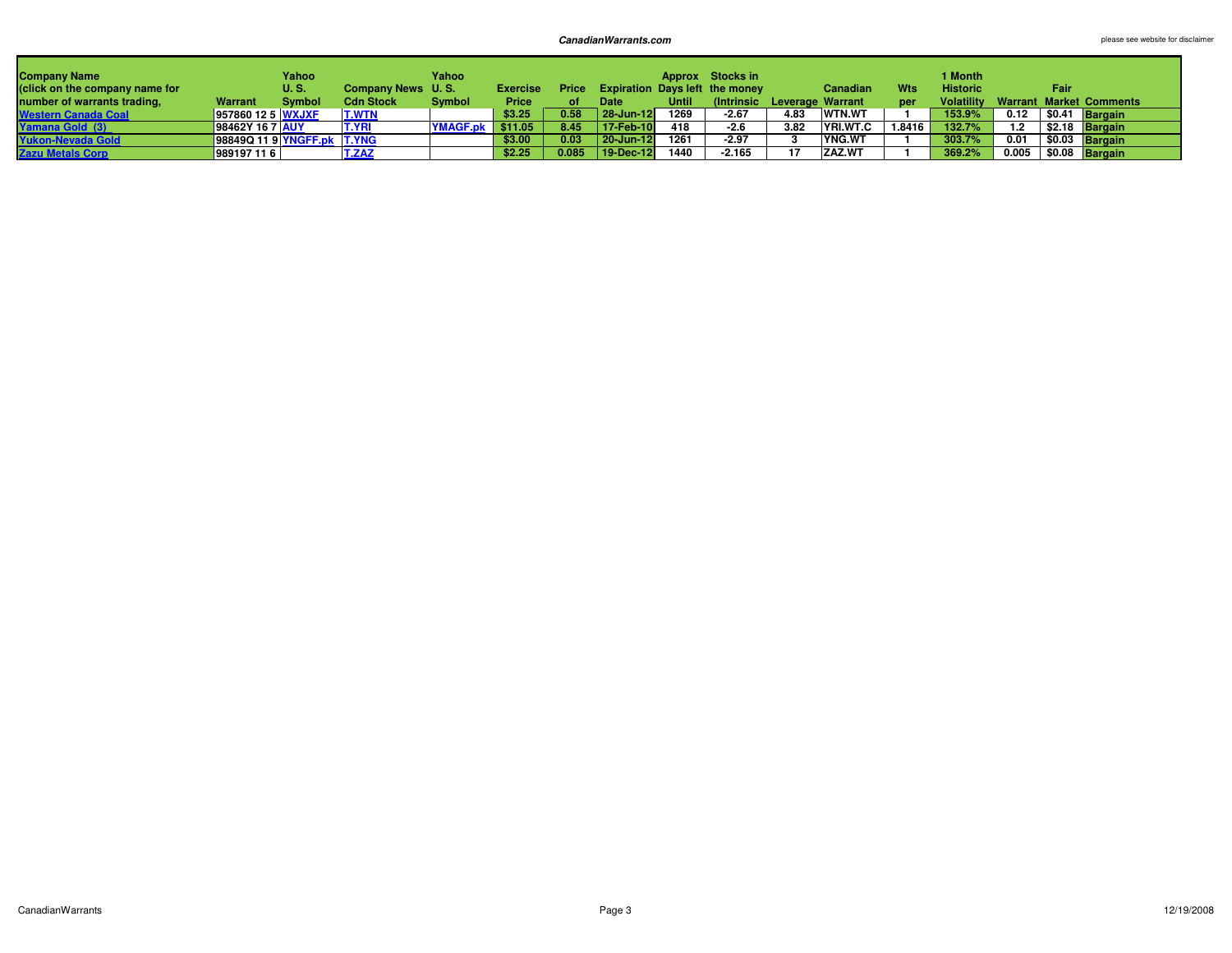| Company Name (click on the company name for number of warrants trading, | Warrant | Yahoo U. S. Symbol | Company News Cdn Stock | Yahoo U. S. Symbol | Exercise Price | Price of | Expiration Date | Approx Days left Until | Stocks in the money (Intrinsic | Leverage | Canadian Warrant | Wts per | 1 Month Historic Volatility | Warrant | Fair Market | Comments |
|---|---|---|---|---|---|---|---|---|---|---|---|---|---|---|---|---|
| Western Canada Coal | 957860 12 5 | WXJXF | T.WTN | | $3.25 | 0.58 | 28-Jun-12 | 1269 | -2.67 | 4.83 | WTN.WT | 1 | 153.9% | 0.12 | $0.41 | Bargain |
| Yamana Gold (3) | 98462Y 16 7 | AUY | T.YRI | YMAGF.pk | $11.05 | 8.45 | 17-Feb-10 | 418 | -2.6 | 3.82 | YRI.WT.C | 1.8416 | 132.7% | 1.2 | $2.18 | Bargain |
| Yukon-Nevada Gold | 98849Q 11 9 | YNGFF.pk | T.YNG | | $3.00 | 0.03 | 20-Jun-12 | 1261 | -2.97 | 3 | YNG.WT | 1 | 303.7% | 0.01 | $0.03 | Bargain |
| Zazu Metals Corp | 989197 11 6 | | T.ZAZ | | $2.25 | 0.085 | 19-Dec-12 | 1440 | -2.165 | 17 | ZAZ.WT | 1 | 369.2% | 0.005 | $0.08 | Bargain |